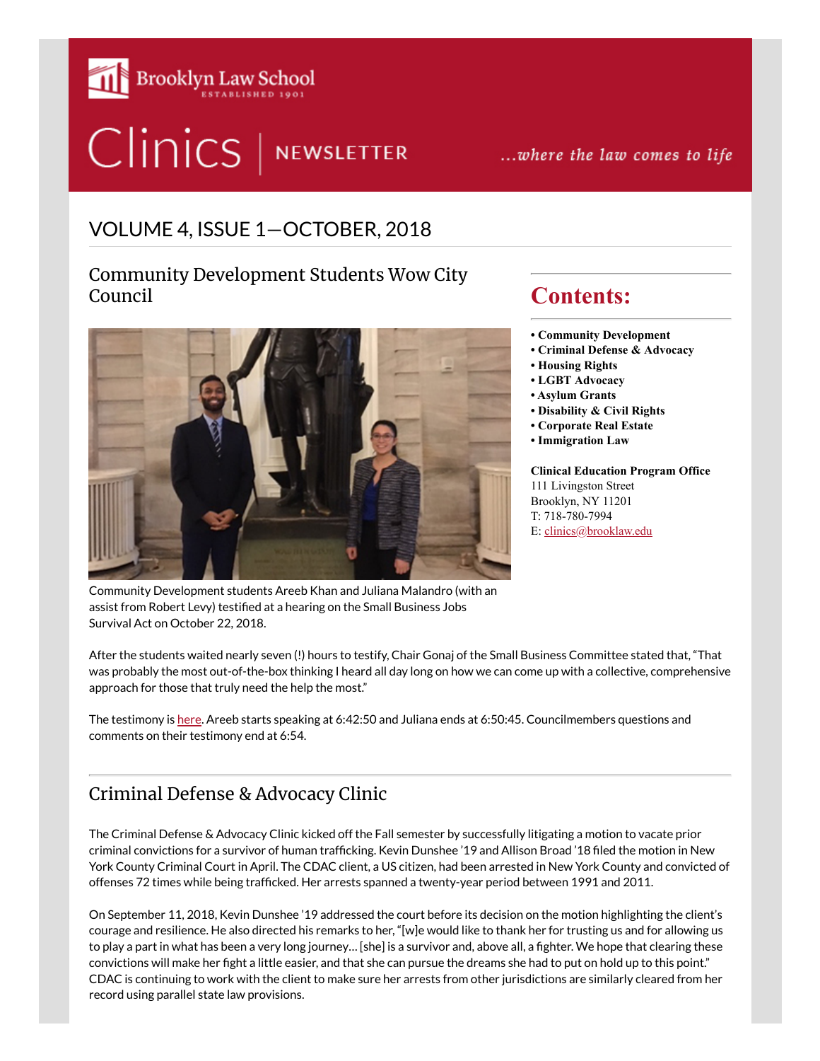Brooklyn Law School

ESTABLISHED 1901

# Clinics | NEWSLETTER

*...where the law comes to life*

## VOLUME 4, ISSUE 1—OCTOBER, 2018

## Contents:

- **Community Development**
- **Criminal Defense & Advocacy**
- **Housing Rights**
- **LGBT Advocacy**
- **Asylum Grants**
- **Disability & Civil Rights**
- **Corporate Real Estate**
- **Immigration Law**

**Clinical Education Program Office**
111 Livingston Street
Brooklyn, NY 11201
T: 718-780-7994
E: clinics@brooklaw.edu

### Community Development Students Wow City Council

Community Development students Areeb Khan and Juliana Malandro (with an assist from Robert Levy) testified at a hearing on the Small Business Jobs Survival Act on October 22, 2018.

After the students waited nearly seven (!) hours to testify, Chair Gonaj of the Small Business Committee stated that, "That was probably the most out-of-the-box thinking I heard all day long on how we can come up with a collective, comprehensive approach for those that truly need the help the most."

The testimony is here. Areeb starts speaking at 6:42:50 and Juliana ends at 6:50:45. Councilmembers questions and comments on their testimony end at 6:54.

### Criminal Defense & Advocacy Clinic

The Criminal Defense & Advocacy Clinic kicked off the Fall semester by successfully litigating a motion to vacate prior criminal convictions for a survivor of human trafficking. Kevin Dunshee '19 and Allison Broad '18 filed the motion in New York County Criminal Court in April. The CDAC client, a US citizen, had been arrested in New York County and convicted of offenses 72 times while being trafficked. Her arrests spanned a twenty-year period between 1991 and 2011.

On September 11, 2018, Kevin Dunshee '19 addressed the court before its decision on the motion highlighting the client's courage and resilience. He also directed his remarks to her, "[w]e would like to thank her for trusting us and for allowing us to play a part in what has been a very long journey… [she] is a survivor and, above all, a fighter. We hope that clearing these convictions will make her fight a little easier, and that she can pursue the dreams she had to put on hold up to this point." CDAC is continuing to work with the client to make sure her arrests from other jurisdictions are similarly cleared from her record using parallel state law provisions.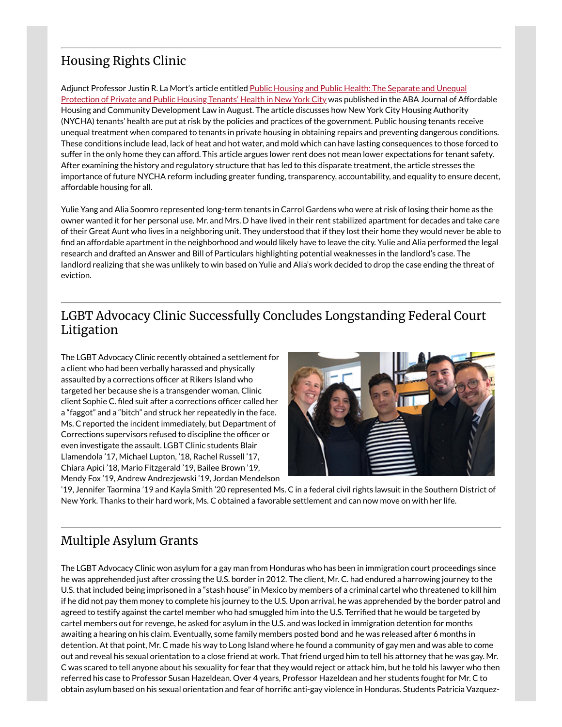## Housing Rights Clinic

Adjunct Professor Justin R. La Mort's article entitled Public Housing and Public Health: The Separate and Unequal Protection of Private and Public Housing Tenants' Health in New York City was published in the ABA Journal of Affordable Housing and Community Development Law in August. The article discusses how New York City Housing Authority (NYCHA) tenants' health are put at risk by the policies and practices of the government. Public housing tenants receive unequal treatment when compared to tenants in private housing in obtaining repairs and preventing dangerous conditions. These conditions include lead, lack of heat and hot water, and mold which can have lasting consequences to those forced to suffer in the only home they can afford. This article argues lower rent does not mean lower expectations for tenant safety. After examining the history and regulatory structure that has led to this disparate treatment, the article stresses the importance of future NYCHA reform including greater funding, transparency, accountability, and equality to ensure decent, affordable housing for all.

Yulie Yang and Alia Soomro represented long-term tenants in Carrol Gardens who were at risk of losing their home as the owner wanted it for her personal use. Mr. and Mrs. D have lived in their rent stabilized apartment for decades and take care of their Great Aunt who lives in a neighboring unit. They understood that if they lost their home they would never be able to find an affordable apartment in the neighborhood and would likely have to leave the city. Yulie and Alia performed the legal research and drafted an Answer and Bill of Particulars highlighting potential weaknesses in the landlord's case. The landlord realizing that she was unlikely to win based on Yulie and Alia's work decided to drop the case ending the threat of eviction.

## LGBT Advocacy Clinic Successfully Concludes Longstanding Federal Court Litigation

The LGBT Advocacy Clinic recently obtained a settlement for a client who had been verbally harassed and physically assaulted by a corrections officer at Rikers Island who targeted her because she is a transgender woman. Clinic client Sophie C. filed suit after a corrections officer called her a "faggot" and a "bitch" and struck her repeatedly in the face. Ms. C reported the incident immediately, but Department of Corrections supervisors refused to discipline the officer or even investigate the assault. LGBT Clinic students Blair Llamendola '17, Michael Lupton, '18, Rachel Russell '17, Chiara Apici '18, Mario Fitzgerald '19, Bailee Brown '19, Mendy Fox '19, Andrew Andrezjewski '19, Jordan Mendelson '19, Jennifer Taormina '19 and Kayla Smith '20 represented Ms. C in a federal civil rights lawsuit in the Southern District of New York. Thanks to their hard work, Ms. C obtained a favorable settlement and can now move on with her life.

## Multiple Asylum Grants

The LGBT Advocacy Clinic won asylum for a gay man from Honduras who has been in immigration court proceedings since he was apprehended just after crossing the U.S. border in 2012. The client, Mr. C. had endured a harrowing journey to the U.S. that included being imprisoned in a "stash house" in Mexico by members of a criminal cartel who threatened to kill him if he did not pay them money to complete his journey to the U.S. Upon arrival, he was apprehended by the border patrol and agreed to testify against the cartel member who had smuggled him into the U.S. Terrified that he would be targeted by cartel members out for revenge, he asked for asylum in the U.S. and was locked in immigration detention for months awaiting a hearing on his claim. Eventually, some family members posted bond and he was released after 6 months in detention. At that point, Mr. C made his way to Long Island where he found a community of gay men and was able to come out and reveal his sexual orientation to a close friend at work. That friend urged him to tell his attorney that he was gay. Mr. C was scared to tell anyone about his sexuality for fear that they would reject or attack him, but he told his lawyer who then referred his case to Professor Susan Hazeldean. Over 4 years, Professor Hazeldean and her students fought for Mr. C to obtain asylum based on his sexual orientation and fear of horrific anti-gay violence in Honduras. Students Patricia Vazquez-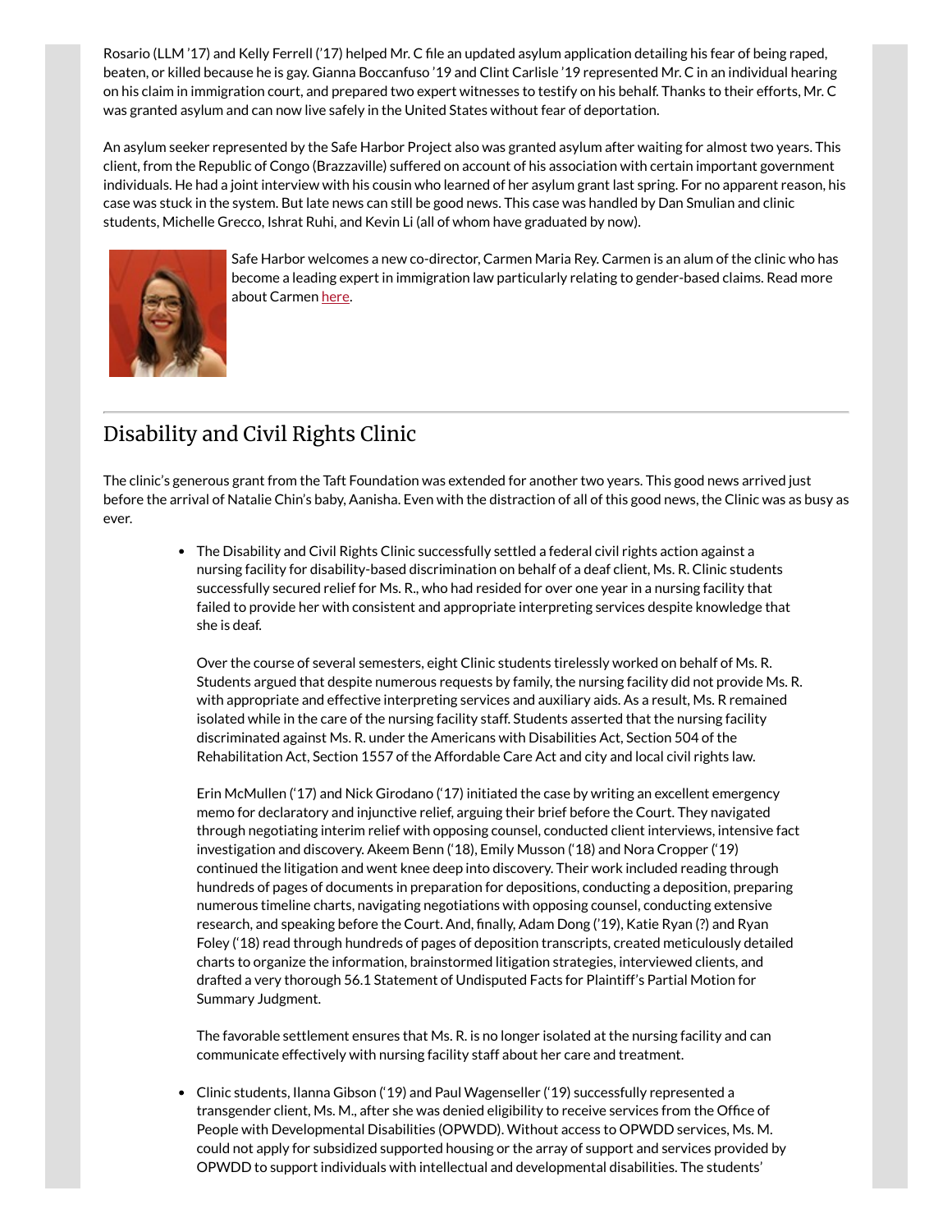Rosario (LLM '17) and Kelly Ferrell ('17) helped Mr. C file an updated asylum application detailing his fear of being raped, beaten, or killed because he is gay. Gianna Boccanfuso '19 and Clint Carlisle '19 represented Mr. C in an individual hearing on his claim in immigration court, and prepared two expert witnesses to testify on his behalf. Thanks to their efforts, Mr. C was granted asylum and can now live safely in the United States without fear of deportation.

An asylum seeker represented by the Safe Harbor Project also was granted asylum after waiting for almost two years. This client, from the Republic of Congo (Brazzaville) suffered on account of his association with certain important government individuals. He had a joint interview with his cousin who learned of her asylum grant last spring. For no apparent reason, his case was stuck in the system. But late news can still be good news. This case was handled by Dan Smulian and clinic students, Michelle Grecco, Ishrat Ruhi, and Kevin Li (all of whom have graduated by now).

Safe Harbor welcomes a new co-director, Carmen Maria Rey. Carmen is an alum of the clinic who has become a leading expert in immigration law particularly relating to gender-based claims. Read more about Carmen here.

## Disability and Civil Rights Clinic

The clinic's generous grant from the Taft Foundation was extended for another two years. This good news arrived just before the arrival of Natalie Chin's baby, Aanisha. Even with the distraction of all of this good news, the Clinic was as busy as ever.

- The Disability and Civil Rights Clinic successfully settled a federal civil rights action against a nursing facility for disability-based discrimination on behalf of a deaf client, Ms. R. Clinic students successfully secured relief for Ms. R., who had resided for over one year in a nursing facility that failed to provide her with consistent and appropriate interpreting services despite knowledge that she is deaf.

  Over the course of several semesters, eight Clinic students tirelessly worked on behalf of Ms. R. Students argued that despite numerous requests by family, the nursing facility did not provide Ms. R. with appropriate and effective interpreting services and auxiliary aids. As a result, Ms. R remained isolated while in the care of the nursing facility staff. Students asserted that the nursing facility discriminated against Ms. R. under the Americans with Disabilities Act, Section 504 of the Rehabilitation Act, Section 1557 of the Affordable Care Act and city and local civil rights law.

  Erin McMullen ('17) and Nick Girodano ('17) initiated the case by writing an excellent emergency memo for declaratory and injunctive relief, arguing their brief before the Court. They navigated through negotiating interim relief with opposing counsel, conducted client interviews, intensive fact investigation and discovery. Akeem Benn ('18), Emily Musson ('18) and Nora Cropper ('19) continued the litigation and went knee deep into discovery. Their work included reading through hundreds of pages of documents in preparation for depositions, conducting a deposition, preparing numerous timeline charts, navigating negotiations with opposing counsel, conducting extensive research, and speaking before the Court. And, finally, Adam Dong ('19), Katie Ryan (?) and Ryan Foley ('18) read through hundreds of pages of deposition transcripts, created meticulously detailed charts to organize the information, brainstormed litigation strategies, interviewed clients, and drafted a very thorough 56.1 Statement of Undisputed Facts for Plaintiff's Partial Motion for Summary Judgment.

  The favorable settlement ensures that Ms. R. is no longer isolated at the nursing facility and can communicate effectively with nursing facility staff about her care and treatment.

- Clinic students, Ilanna Gibson ('19) and Paul Wagenseller ('19) successfully represented a transgender client, Ms. M., after she was denied eligibility to receive services from the Office of People with Developmental Disabilities (OPWDD). Without access to OPWDD services, Ms. M. could not apply for subsidized supported housing or the array of support and services provided by OPWDD to support individuals with intellectual and developmental disabilities. The students'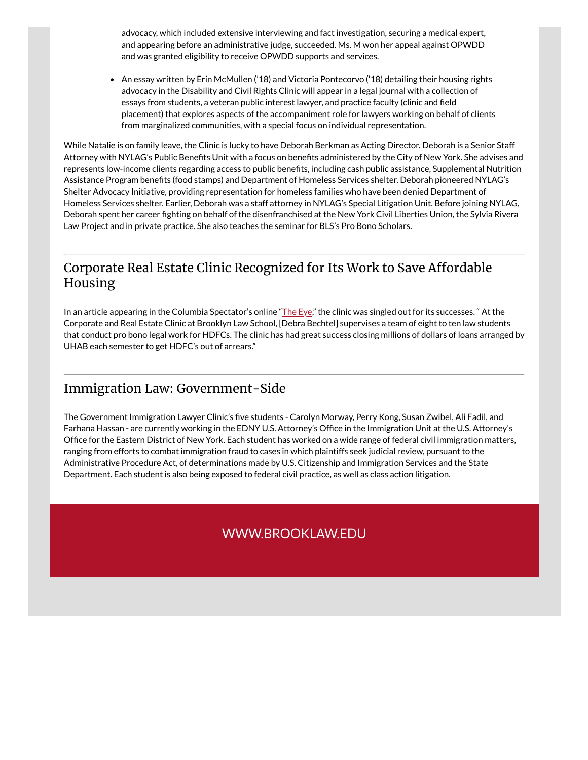advocacy, which included extensive interviewing and fact investigation, securing a medical expert, and appearing before an administrative judge, succeeded. Ms. M won her appeal against OPWDD and was granted eligibility to receive OPWDD supports and services.

- An essay written by Erin McMullen ('18) and Victoria Pontecorvo ('18) detailing their housing rights advocacy in the Disability and Civil Rights Clinic will appear in a legal journal with a collection of essays from students, a veteran public interest lawyer, and practice faculty (clinic and field placement) that explores aspects of the accompaniment role for lawyers working on behalf of clients from marginalized communities, with a special focus on individual representation.

While Natalie is on family leave, the Clinic is lucky to have Deborah Berkman as Acting Director. Deborah is a Senior Staff Attorney with NYLAG's Public Benefits Unit with a focus on benefits administered by the City of New York. She advises and represents low-income clients regarding access to public benefits, including cash public assistance, Supplemental Nutrition Assistance Program benefits (food stamps) and Department of Homeless Services shelter. Deborah pioneered NYLAG's Shelter Advocacy Initiative, providing representation for homeless families who have been denied Department of Homeless Services shelter. Earlier, Deborah was a staff attorney in NYLAG's Special Litigation Unit. Before joining NYLAG, Deborah spent her career fighting on behalf of the disenfranchised at the New York Civil Liberties Union, the Sylvia Rivera Law Project and in private practice. She also teaches the seminar for BLS's Pro Bono Scholars.

## Corporate Real Estate Clinic Recognized for Its Work to Save Affordable Housing

In an article appearing in the Columbia Spectator's online "The Eye," the clinic was singled out for its successes. " At the Corporate and Real Estate Clinic at Brooklyn Law School, [Debra Bechtel] supervises a team of eight to ten law students that conduct pro bono legal work for HDFCs. The clinic has had great success closing millions of dollars of loans arranged by UHAB each semester to get HDFC's out of arrears."

## Immigration Law: Government-Side

The Government Immigration Lawyer Clinic's five students - Carolyn Morway, Perry Kong, Susan Zwibel, Ali Fadil, and Farhana Hassan - are currently working in the EDNY U.S. Attorney's Office in the Immigration Unit at the U.S. Attorney's Office for the Eastern District of New York. Each student has worked on a wide range of federal civil immigration matters, ranging from efforts to combat immigration fraud to cases in which plaintiffs seek judicial review, pursuant to the Administrative Procedure Act, of determinations made by U.S. Citizenship and Immigration Services and the State Department. Each student is also being exposed to federal civil practice, as well as class action litigation.

WWW.BROOKLAW.EDU